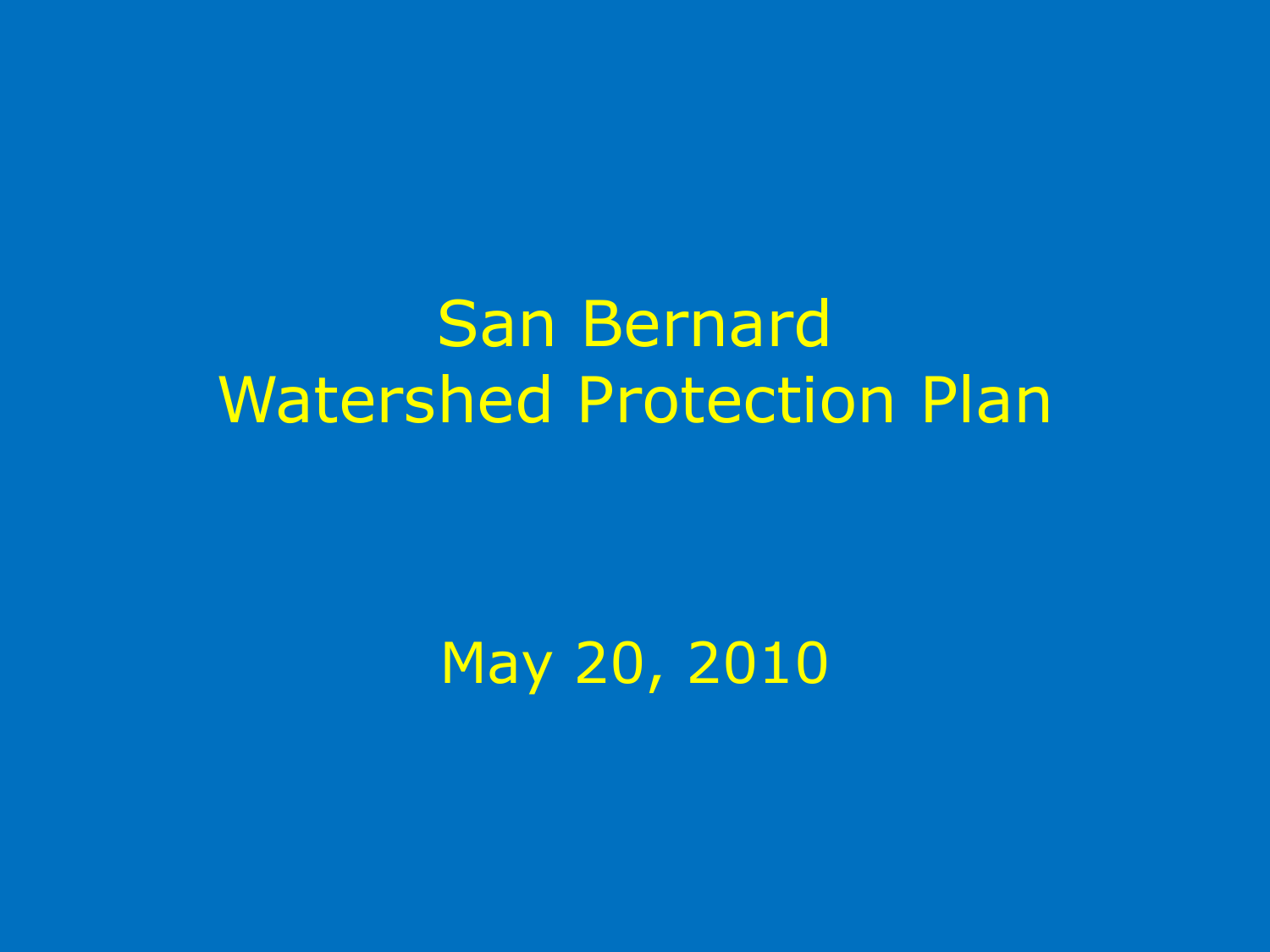# San Bernard Watershed Protection Plan

May 20, 2010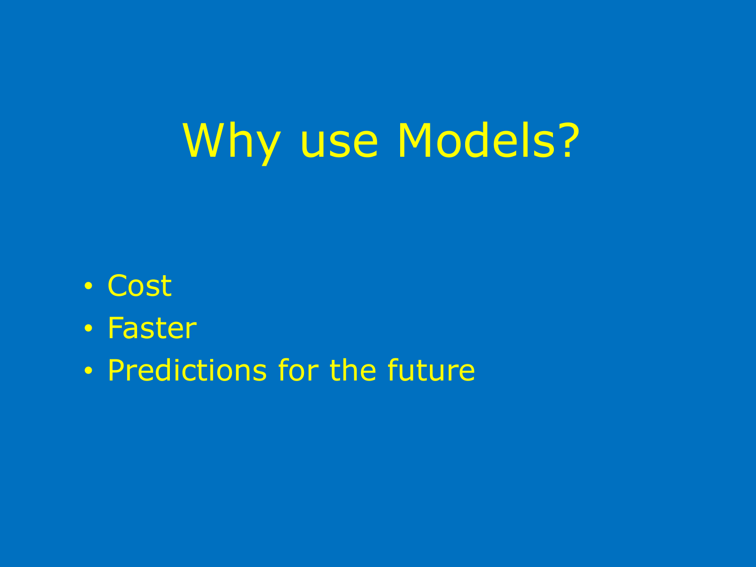# Why use Models?

- Cost
- Faster
- Predictions for the future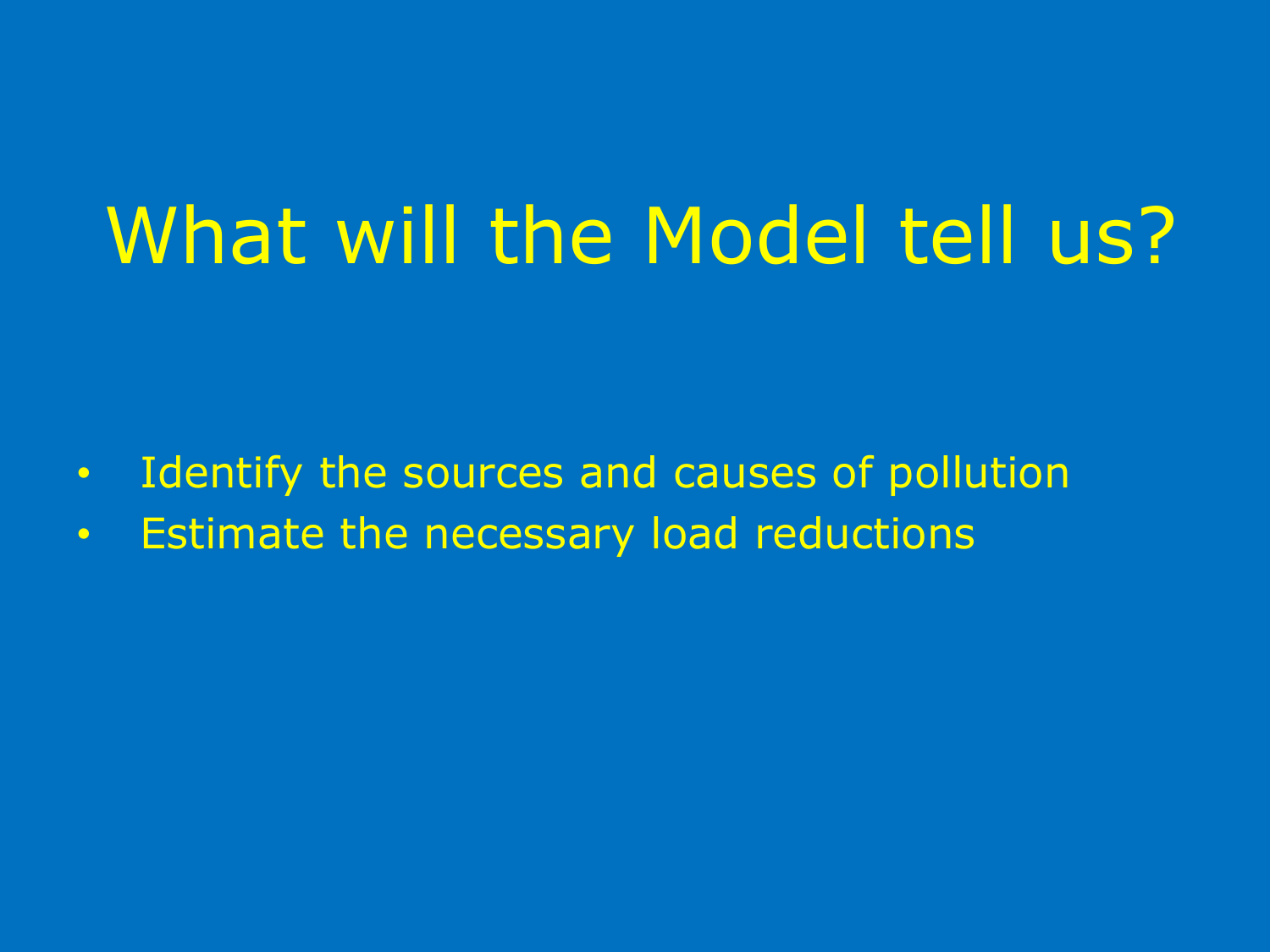# What will the Model tell us?

- Identify the sources and causes of pollution
- Estimate the necessary load reductions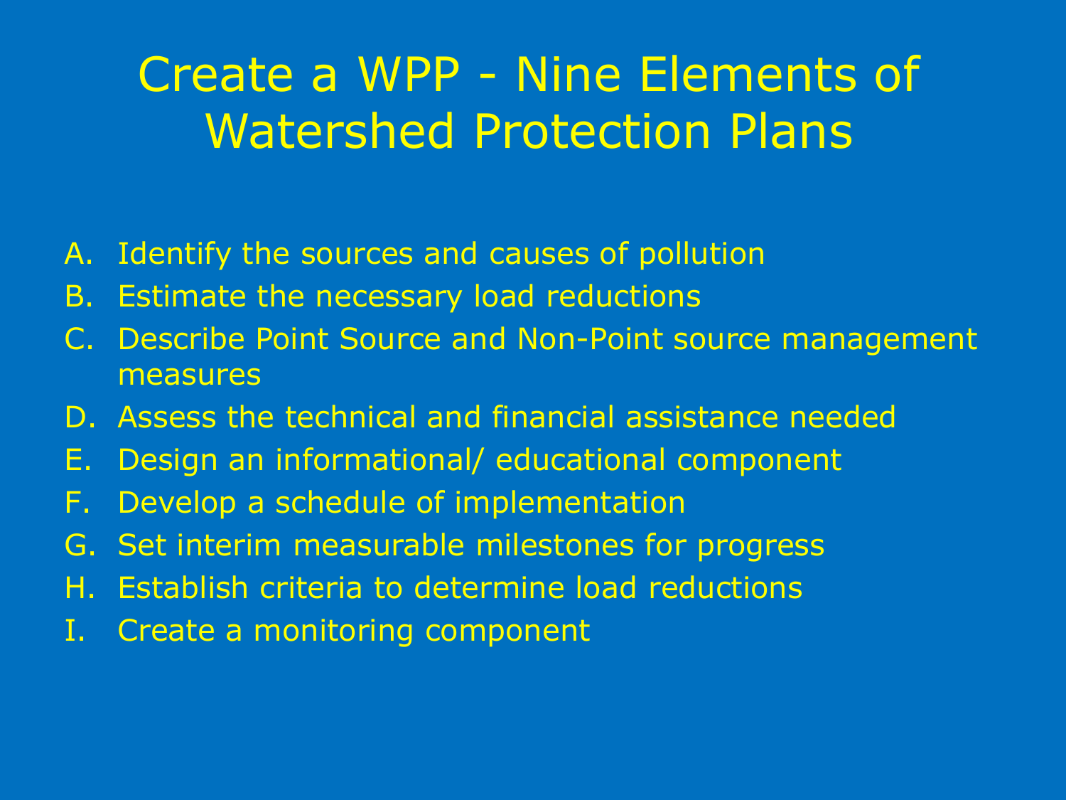# Create a WPP - Nine Elements of Watershed Protection Plans

A. Identify the sources and causes of pollution
B. Estimate the necessary load reductions
C. Describe Point Source and Non-Point source management measures
D. Assess the technical and financial assistance needed
E. Design an informational/ educational component
F. Develop a schedule of implementation
G. Set interim measurable milestones for progress
H. Establish criteria to determine load reductions
I. Create a monitoring component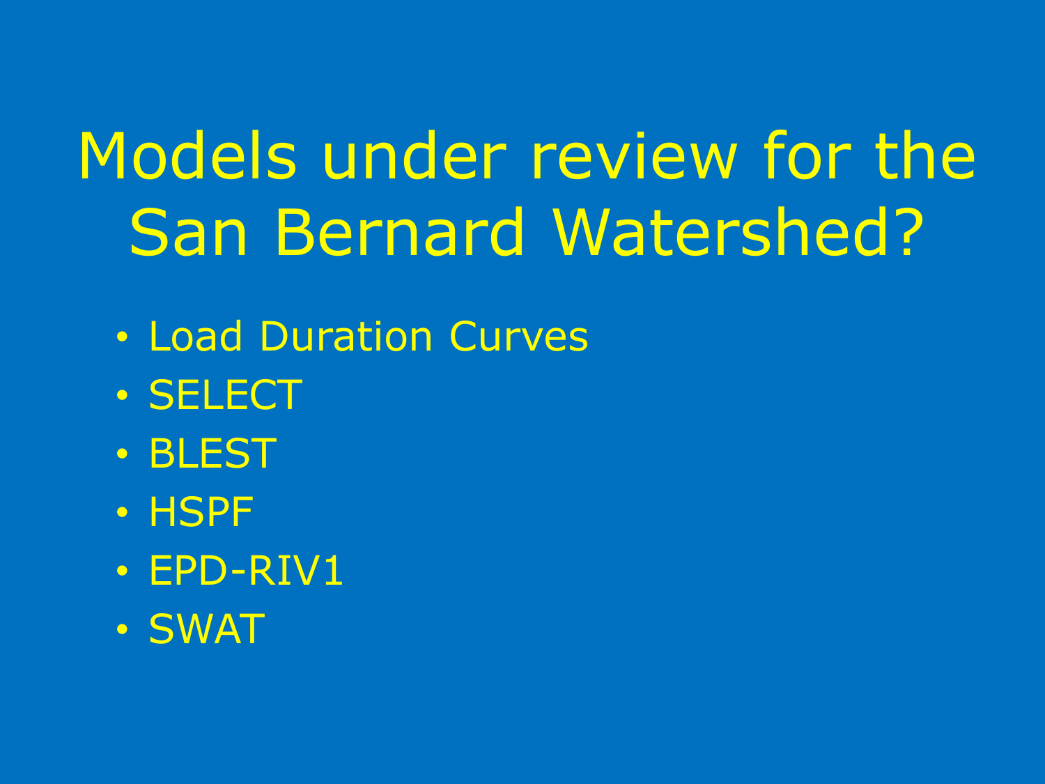# Models under review for the San Bernard Watershed?

- Load Duration Curves
- SELECT
- BLEST
- HSPF
- EPD-RIV1
- SWAT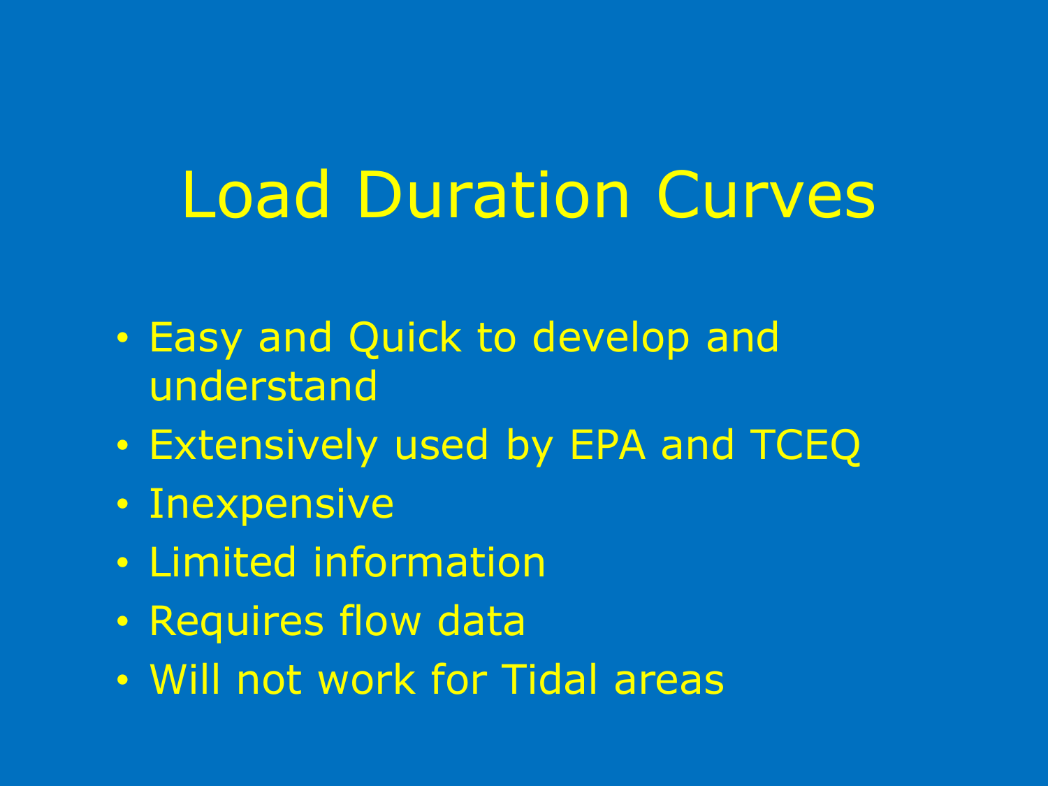# Load Duration Curves

- Easy and Quick to develop and understand
- Extensively used by EPA and TCEQ
- Inexpensive
- Limited information
- Requires flow data
- Will not work for Tidal areas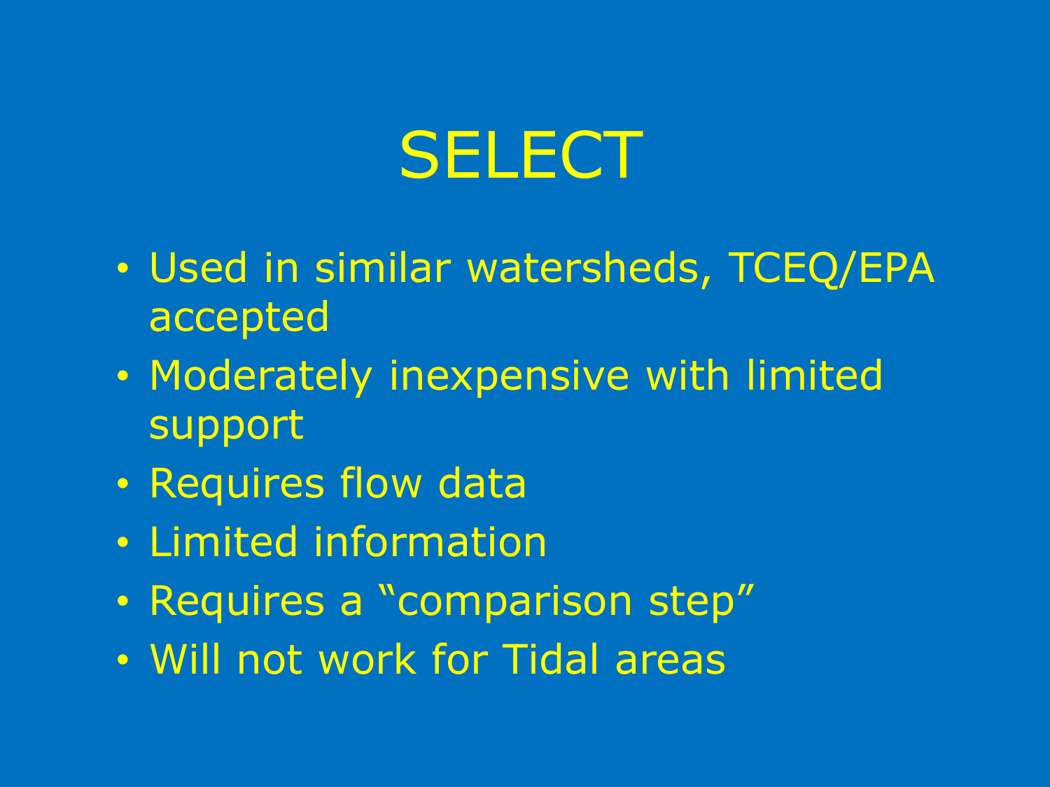# SELECT

- Used in similar watersheds, TCEQ/EPA accepted
- Moderately inexpensive with limited support
- Requires flow data
- Limited information
- Requires a "comparison step"
- Will not work for Tidal areas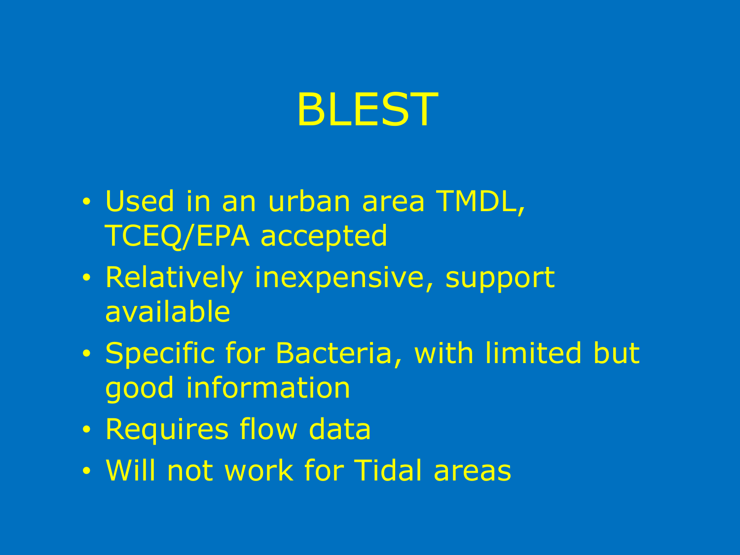# BLEST

- Used in an urban area TMDL, TCEQ/EPA accepted
- Relatively inexpensive, support available
- Specific for Bacteria, with limited but good information
- Requires flow data
- Will not work for Tidal areas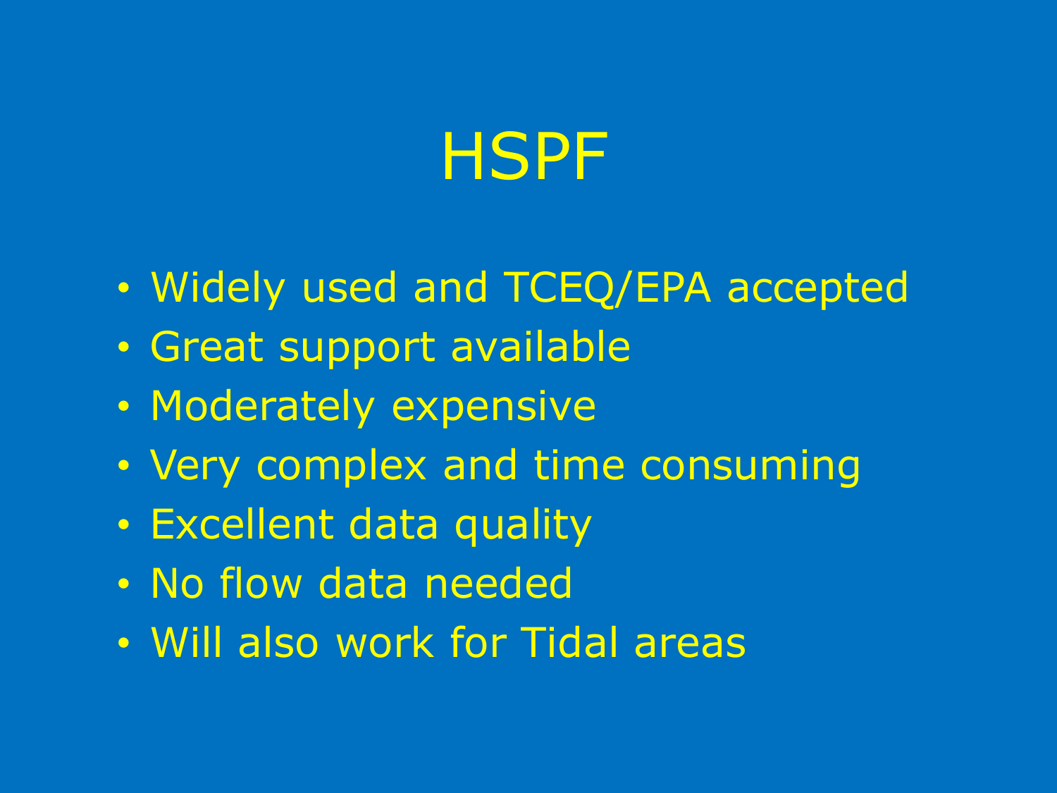# HSPF

- Widely used and TCEQ/EPA accepted
- Great support available
- Moderately expensive
- Very complex and time consuming
- Excellent data quality
- No flow data needed
- Will also work for Tidal areas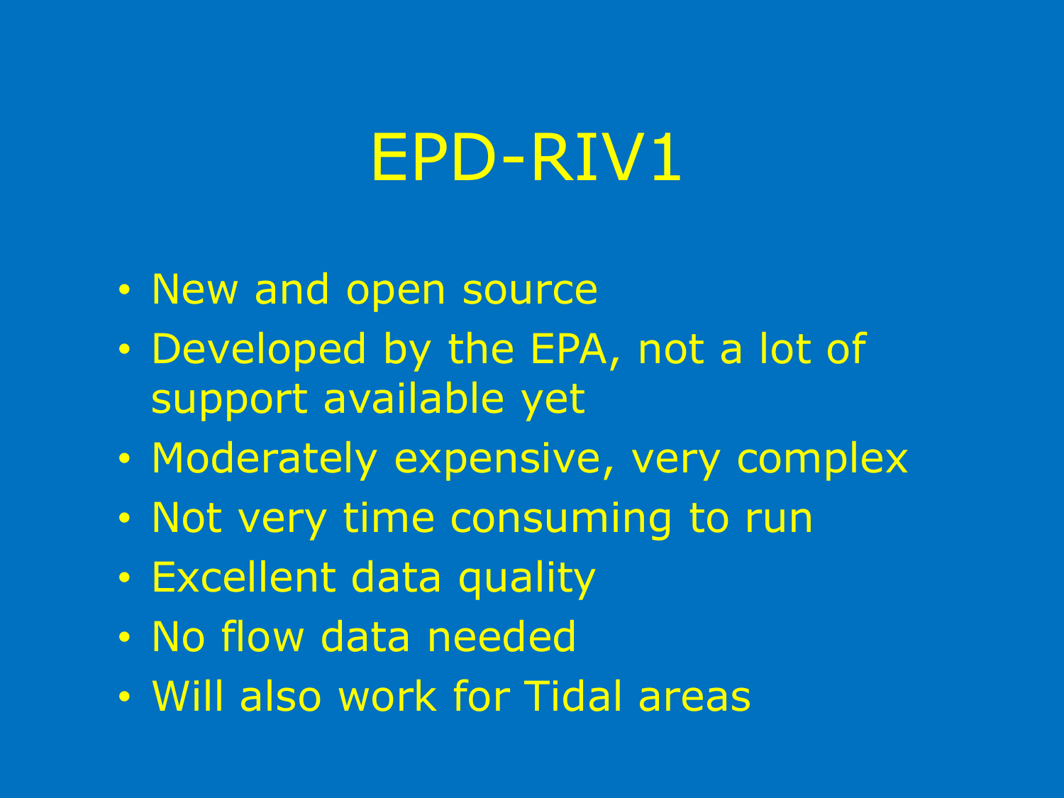# EPD-RIV1

- New and open source
- Developed by the EPA, not a lot of support available yet
- Moderately expensive, very complex
- Not very time consuming to run
- Excellent data quality
- No flow data needed
- Will also work for Tidal areas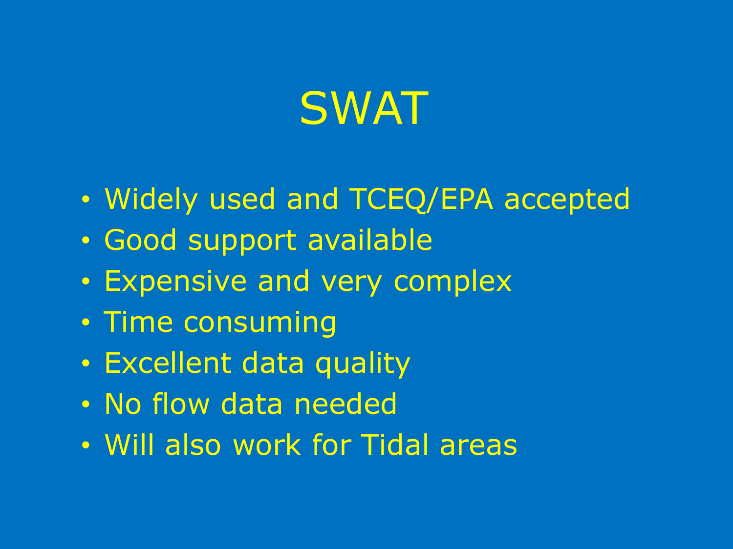# SWAT

- Widely used and TCEQ/EPA accepted
- Good support available
- Expensive and very complex
- Time consuming
- Excellent data quality
- No flow data needed
- Will also work for Tidal areas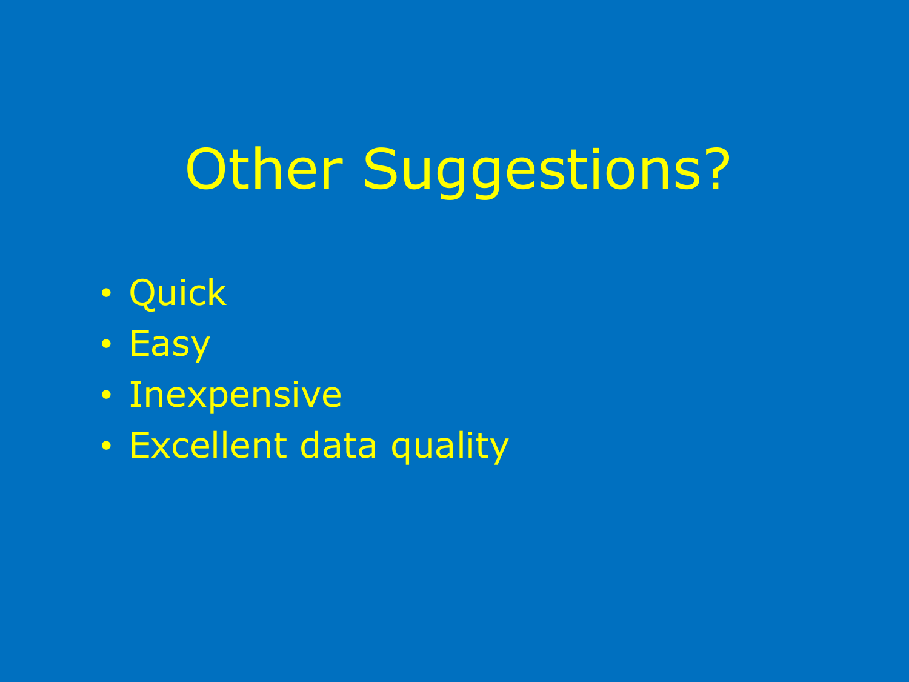# Other Suggestions?

- Quick
- Easy
- Inexpensive
- Excellent data quality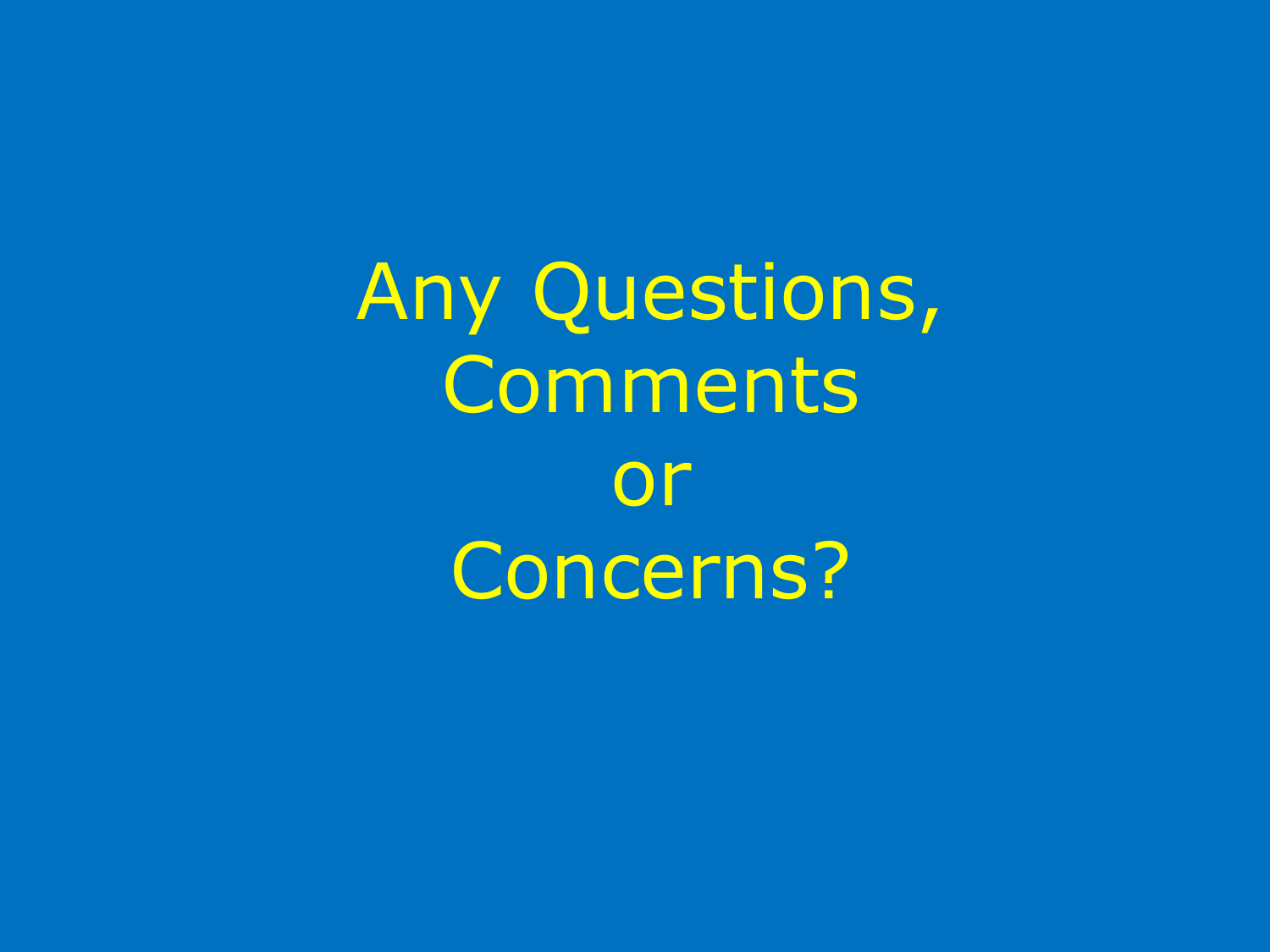# Any Questions, Comments or Concerns?